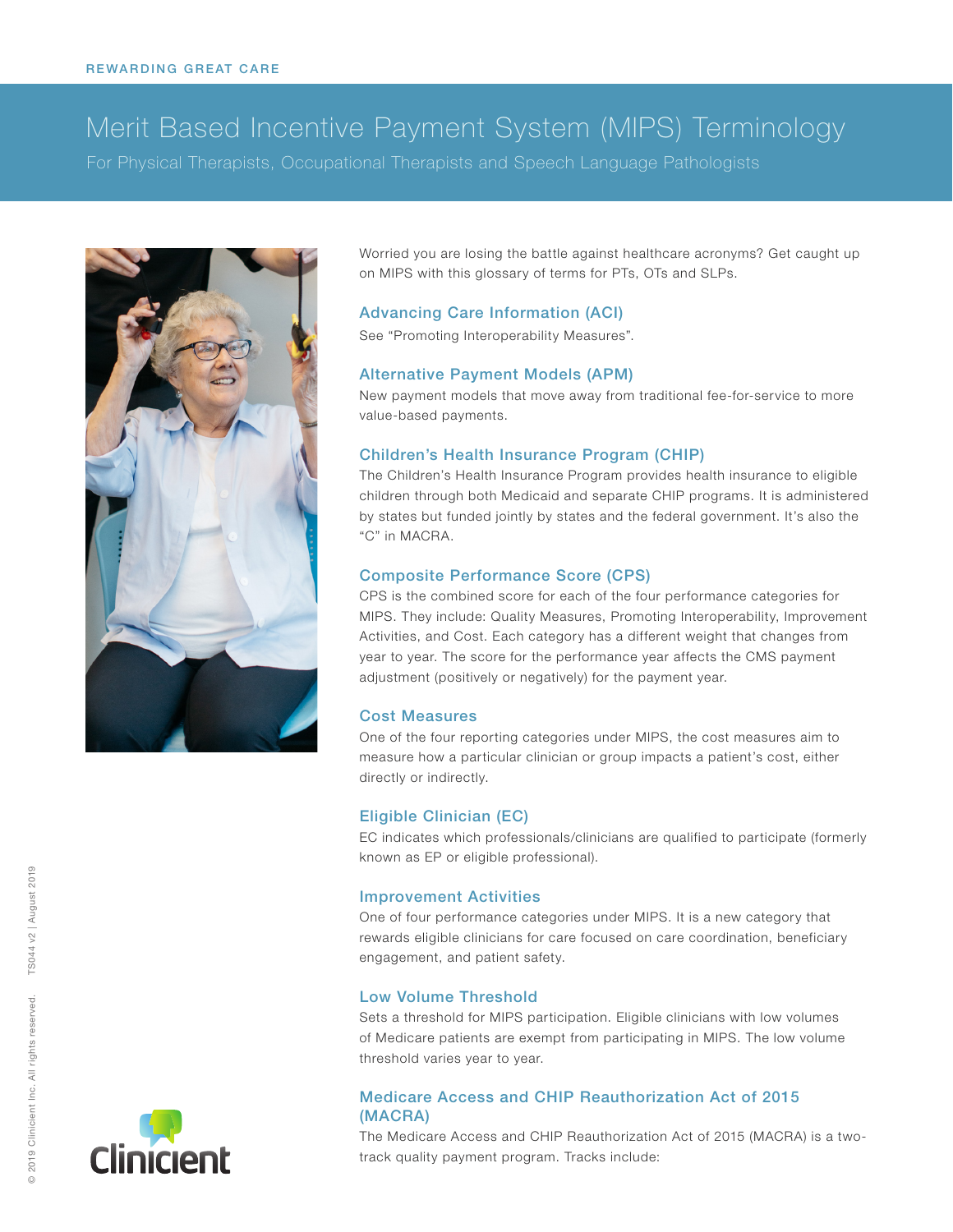REWARDING GREAT CARE

# Merit Based Incentive Payment System (MIPS) Terminology

For Physical Therapists, Occupational Therapists and Speech Language Pathologists

Worried you are losing the battle against healthcare acronyms? Get caught up on MIPS with this glossary of terms for PTs, OTs and SLPs.

## Advancing Care Information (ACI)

See "Promoting Interoperability Measures".

## Alternative Payment Models (APM)

New payment models that move away from traditional fee-for-service to more value-based payments.

## Children's Health Insurance Program (CHIP)

The Children's Health Insurance Program provides health insurance to eligible children through both Medicaid and separate CHIP programs. It is administered by states but funded jointly by states and the federal government. It's also the "C" in MACRA.

## Composite Performance Score (CPS)

CPS is the combined score for each of the four performance categories for MIPS. They include: Quality Measures, Promoting Interoperability, Improvement Activities, and Cost. Each category has a different weight that changes from year to year. The score for the performance year affects the CMS payment adjustment (positively or negatively) for the payment year.

## Cost Measures

One of the four reporting categories under MIPS, the cost measures aim to measure how a particular clinician or group impacts a patient's cost, either directly or indirectly.

## Eligible Clinician (EC)

EC indicates which professionals/clinicians are qualified to participate (formerly known as EP or eligible professional).

## Improvement Activities

One of four performance categories under MIPS. It is a new category that rewards eligible clinicians for care focused on care coordination, beneficiary engagement, and patient safety.

## Low Volume Threshold

Sets a threshold for MIPS participation. Eligible clinicians with low volumes of Medicare patients are exempt from participating in MIPS. The low volume threshold varies year to year.

## Medicare Access and CHIP Reauthorization Act of 2015 (MACRA)

The Medicare Access and CHIP Reauthorization Act of 2015 (MACRA) is a two-track quality payment program. Tracks include: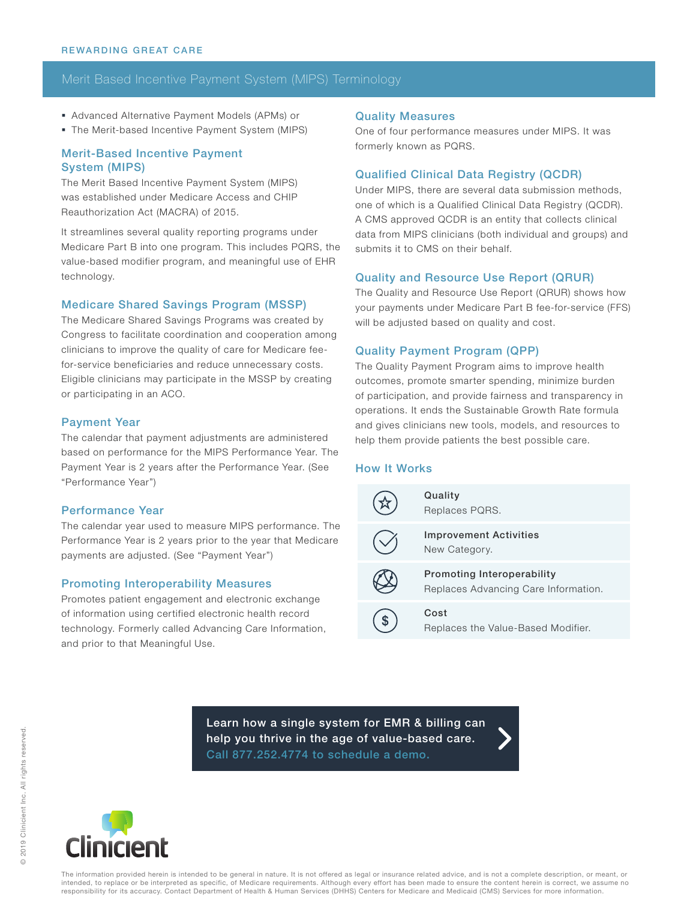REWARDING GREAT CARE

## Merit Based Incentive Payment System (MIPS) Terminology

- Advanced Alternative Payment Models (APMs) or
- The Merit-based Incentive Payment System (MIPS)

### Merit-Based Incentive Payment System (MIPS)

The Merit Based Incentive Payment System (MIPS) was established under Medicare Access and CHIP Reauthorization Act (MACRA) of 2015.

It streamlines several quality reporting programs under Medicare Part B into one program. This includes PQRS, the value-based modifier program, and meaningful use of EHR technology.

### Medicare Shared Savings Program (MSSP)

The Medicare Shared Savings Programs was created by Congress to facilitate coordination and cooperation among clinicians to improve the quality of care for Medicare fee-for-service beneficiaries and reduce unnecessary costs. Eligible clinicians may participate in the MSSP by creating or participating in an ACO.

### Payment Year

The calendar that payment adjustments are administered based on performance for the MIPS Performance Year. The Payment Year is 2 years after the Performance Year. (See "Performance Year")

### Performance Year

The calendar year used to measure MIPS performance. The Performance Year is 2 years prior to the year that Medicare payments are adjusted. (See "Payment Year")

### Promoting Interoperability Measures

Promotes patient engagement and electronic exchange of information using certified electronic health record technology. Formerly called Advancing Care Information, and prior to that Meaningful Use.

### Quality Measures

One of four performance measures under MIPS. It was formerly known as PQRS.

### Qualified Clinical Data Registry (QCDR)

Under MIPS, there are several data submission methods, one of which is a Qualified Clinical Data Registry (QCDR). A CMS approved QCDR is an entity that collects clinical data from MIPS clinicians (both individual and groups) and submits it to CMS on their behalf.

### Quality and Resource Use Report (QRUR)

The Quality and Resource Use Report (QRUR) shows how your payments under Medicare Part B fee-for-service (FFS) will be adjusted based on quality and cost.

### Quality Payment Program (QPP)

The Quality Payment Program aims to improve health outcomes, promote smarter spending, minimize burden of participation, and provide fairness and transparency in operations. It ends the Sustainable Growth Rate formula and gives clinicians new tools, models, and resources to help them provide patients the best possible care.

### How It Works

**Quality**
Replaces PQRS.

**Improvement Activities**
New Category.

**Promoting Interoperability**
Replaces Advancing Care Information.

**Cost**
Replaces the Value-Based Modifier.

**Learn how a single system for EMR & billing can help you thrive in the age of value-based care.**
Call 877.252.4774 to schedule a demo.

Clinicient

© 2019 Clinicient Inc. All rights reserved.

The information provided herein is intended to be general in nature. It is not offered as legal or insurance related advice, and is not a complete description, or meant, or intended, to replace or be interpreted as specific, of Medicare requirements. Although every effort has been made to ensure the content herein is correct, we assume no responsibility for its accuracy. Contact Department of Health & Human Services (DHHS) Centers for Medicare and Medicaid (CMS) Services for more information.